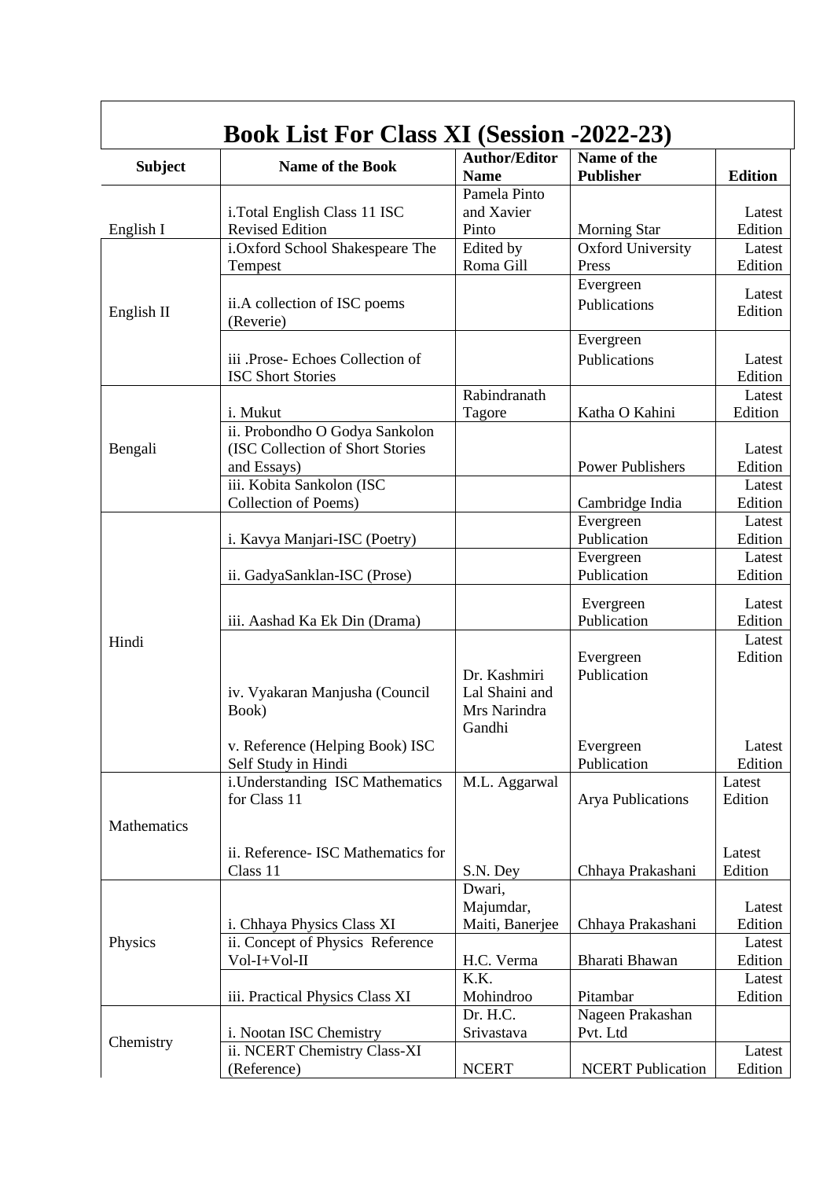# Book List For Class XI (Session -2022-23)

| Subject | Name of the Book | Author/Editor Name | Name of the Publisher | Edition |
|---|---|---|---|---|
| English I | i.Total English Class 11 ISC Revised Edition | Pamela Pinto and Xavier Pinto | Morning Star | Latest Edition |
| English II | i.Oxford School Shakespeare The Tempest | Edited by Roma Gill | Oxford University Press | Latest Edition |
| | ii.A collection of ISC poems (Reverie) | | Evergreen Publications | Latest Edition |
| | iii .Prose- Echoes Collection of ISC Short Stories | | Evergreen Publications | Latest Edition |
| Bengali | i. Mukut | Rabindranath Tagore | Katha O Kahini | Latest Edition |
| | ii. Probondho O Godya Sankolon (ISC Collection of Short Stories and Essays) | | Power Publishers | Latest Edition |
| | iii. Kobita Sankolon (ISC Collection of Poems) | | Cambridge India | Latest Edition |
| Hindi | i. Kavya Manjari-ISC (Poetry) | | Evergreen Publication | Latest Edition |
| | ii. GadyaSanklan-ISC (Prose) | | Evergreen Publication | Latest Edition |
| | iii. Aashad Ka Ek Din (Drama) | | Evergreen Publication | Latest Edition |
| | iv. Vyakaran Manjusha (Council Book) | Dr. Kashmiri Lal Shaini and Mrs Narindra Gandhi | Evergreen Publication | Latest Edition |
| | v. Reference (Helping Book) ISC Self Study in Hindi | | Evergreen Publication | Latest Edition |
| Mathematics | i.Understanding ISC Mathematics for Class 11 | M.L. Aggarwal | Arya Publications | Latest Edition |
| | ii. Reference- ISC Mathematics for Class 11 | S.N. Dey | Chhaya Prakashani | Latest Edition |
| Physics | i. Chhaya Physics Class XI | Dwari, Majumdar, Maiti, Banerjee | Chhaya Prakashani | Latest Edition |
| | ii. Concept of Physics Reference Vol-I+Vol-II | H.C. Verma | Bharati Bhawan | Latest Edition |
| | iii. Practical Physics Class XI | K.K. Mohindroo | Pitambar | Latest Edition |
| Chemistry | i. Nootan ISC Chemistry | Dr. H.C. Srivastava | Nageen Prakashan Pvt. Ltd | |
| | ii. NCERT Chemistry Class-XI (Reference) | NCERT | NCERT Publication | Latest Edition |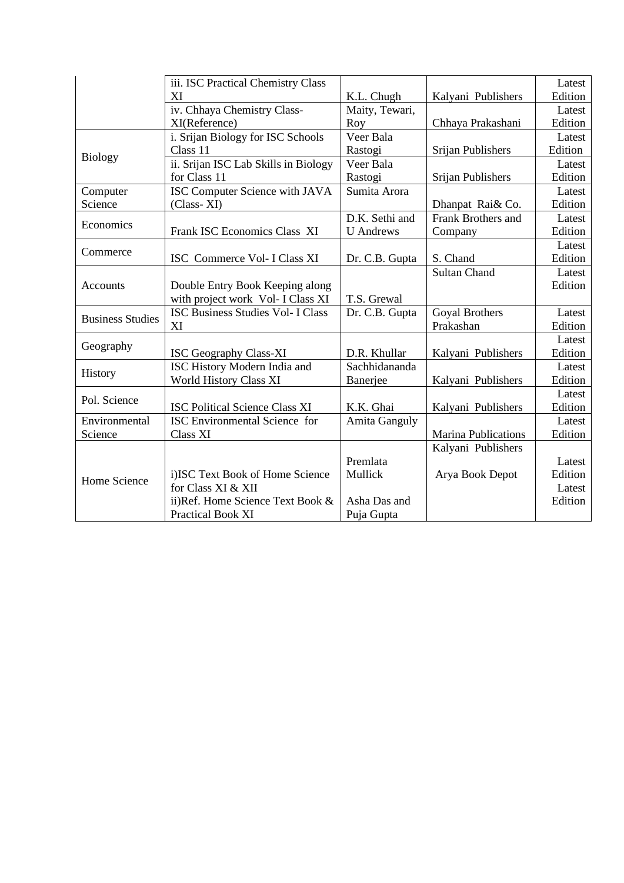| | | | | |
|---|---|---|---|---|
| | iii. ISC Practical Chemistry Class XI | K.L. Chugh | Kalyani Publishers | Latest Edition |
| | iv. Chhaya Chemistry Class-XI(Reference) | Maity, Tewari, Roy | Chhaya Prakashani | Latest Edition |
| Biology | i. Srijan Biology for ISC Schools Class 11 | Veer Bala Rastogi | Srijan Publishers | Latest Edition |
| | ii. Srijan ISC Lab Skills in Biology for Class 11 | Veer Bala Rastogi | Srijan Publishers | Latest Edition |
| Computer Science | ISC Computer Science with JAVA (Class- XI) | Sumita Arora | Dhanpat Rai& Co. | Latest Edition |
| Economics | Frank ISC Economics Class XI | D.K. Sethi and U Andrews | Frank Brothers and Company | Latest Edition |
| Commerce | ISC Commerce Vol- I Class XI | Dr. C.B. Gupta | S. Chand | Latest Edition |
| Accounts | Double Entry Book Keeping along with project work Vol- I Class XI | T.S. Grewal | Sultan Chand | Latest Edition |
| Business Studies | ISC Business Studies Vol- I Class XI | Dr. C.B. Gupta | Goyal Brothers Prakashan | Latest Edition |
| Geography | ISC Geography Class-XI | D.R. Khullar | Kalyani Publishers | Latest Edition |
| History | ISC History Modern India and World History Class XI | Sachhidananda Banerjee | Kalyani Publishers | Latest Edition |
| Pol. Science | ISC Political Science Class XI | K.K. Ghai | Kalyani Publishers | Latest Edition |
| Environmental Science | ISC Environmental Science for Class XI | Amita Ganguly | Marina Publications | Latest Edition |
| Home Science | i)ISC Text Book of Home Science for Class XI & XII<br>ii)Ref. Home Science Text Book & Practical Book XI | Premlata Mullick<br>Asha Das and Puja Gupta | Kalyani Publishers<br>Arya Book Depot | Latest Edition<br>Latest Edition |